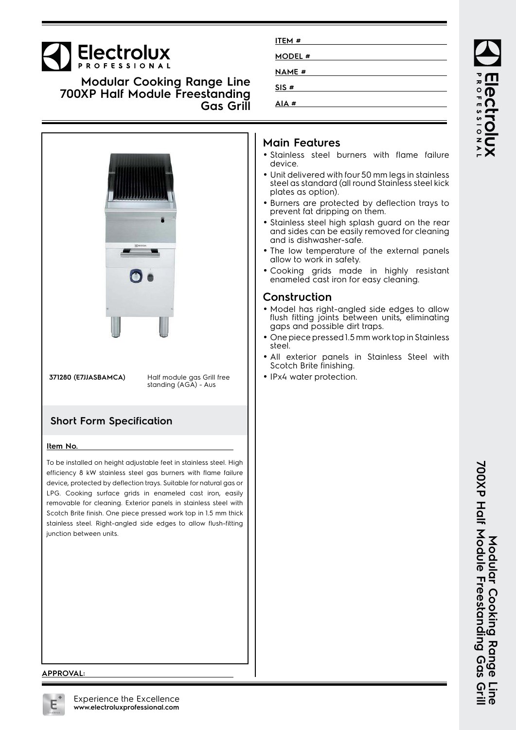# Modular Cooking Range Line 700XP Half Module Freestanding Gas Grill

ITEM #

MODEL #

NAME #

SIS #

AIA #

**371280 (E7JJASBAMCA)** Half module gas Grill free standing (AGA) - Aus

## Short Form Specification

**Item No.**

To be installed on height adjustable feet in stainless steel. High efficiency 8 kW stainless steel gas burners with flame failure device, protected by deflection trays. Suitable for natural gas or LPG. Cooking surface grids in enameled cast iron, easily removable for cleaning. Exterior panels in stainless steel with Scotch Brite finish. One piece pressed work top in 1.5 mm thick stainless steel. Right-angled side edges to allow flush-fitting junction between units.

## Main Features

- Stainless steel burners with flame failure device.
- Unit delivered with four 50 mm legs in stainless steel as standard (all round Stainless steel kick plates as option).
- Burners are protected by deflection trays to prevent fat dripping on them.
- Stainless steel high splash guard on the rear and sides can be easily removed for cleaning and is dishwasher-safe.
- The low temperature of the external panels allow to work in safety.
- Cooking grids made in highly resistant enameled cast iron for easy cleaning.

## Construction

- Model has right-angled side edges to allow flush fitting joints between units, eliminating gaps and possible dirt traps.
- One piece pressed 1.5 mm work top in Stainless steel.
- All exterior panels in Stainless Steel with Scotch Brite finishing.
- IPx4 water protection.

APPROVAL:

Experience the Excellence
www.electroluxprofessional.com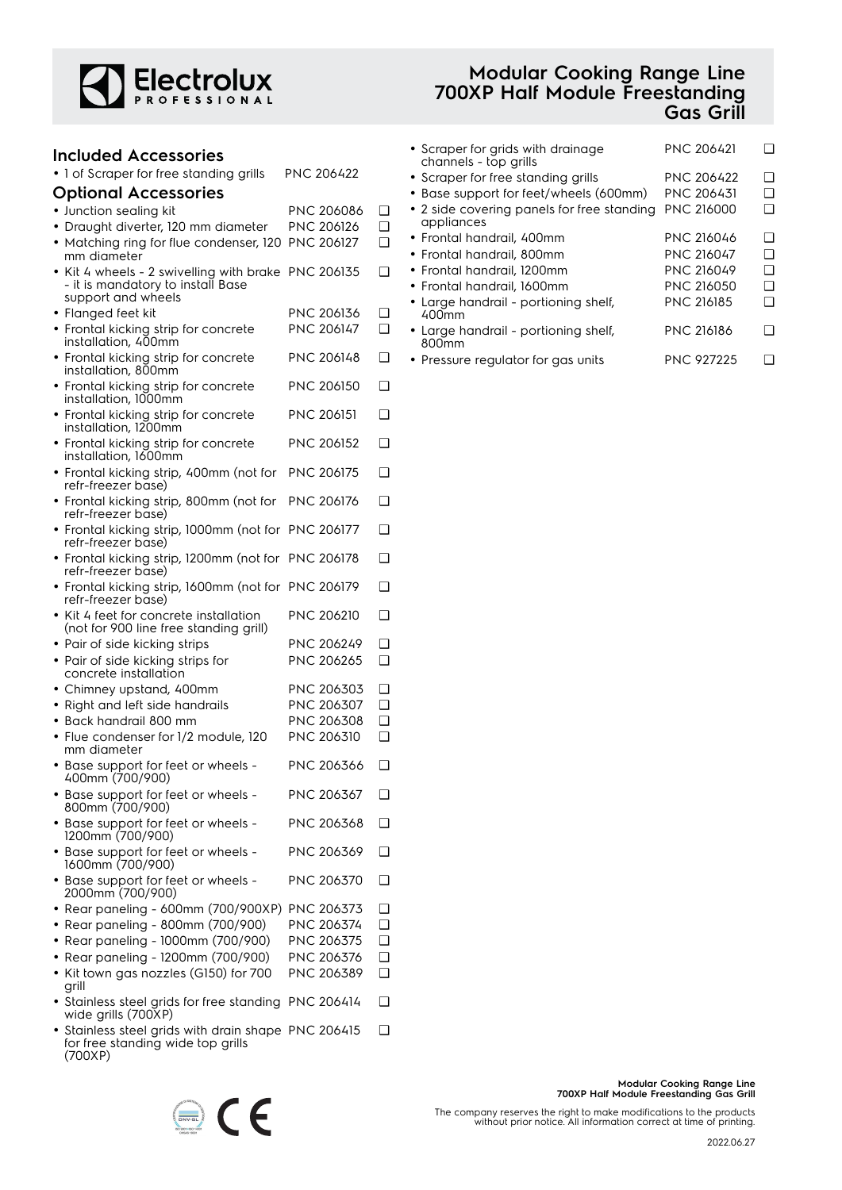## Included Accessories

- 1 of Scraper for free standing grills PNC 206422

## Optional Accessories

- Junction sealing kit PNC 206086 ❑
- Draught diverter, 120 mm diameter PNC 206126 ❑
- Matching ring for flue condenser, 120 mm diameter PNC 206127 ❑
- Kit 4 wheels - 2 swivelling with brake - it is mandatory to install Base support and wheels PNC 206135 ❑
- Flanged feet kit PNC 206136 ❑
- Frontal kicking strip for concrete installation, 400mm PNC 206147 ❑
- Frontal kicking strip for concrete installation, 800mm PNC 206148 ❑
- Frontal kicking strip for concrete installation, 1000mm PNC 206150 ❑
- Frontal kicking strip for concrete installation, 1200mm PNC 206151 ❑
- Frontal kicking strip for concrete installation, 1600mm PNC 206152 ❑
- Frontal kicking strip, 400mm (not for refr-freezer base) PNC 206175 ❑
- Frontal kicking strip, 800mm (not for refr-freezer base) PNC 206176 ❑
- Frontal kicking strip, 1000mm (not for refr-freezer base) PNC 206177 ❑
- Frontal kicking strip, 1200mm (not for refr-freezer base) PNC 206178 ❑
- Frontal kicking strip, 1600mm (not for refr-freezer base) PNC 206179 ❑
- Kit 4 feet for concrete installation (not for 900 line free standing grill) PNC 206210 ❑
- Pair of side kicking strips PNC 206249 ❑
- Pair of side kicking strips for concrete installation PNC 206265 ❑
- Chimney upstand, 400mm PNC 206303 ❑
- Right and left side handrails PNC 206307 ❑
- Back handrail 800 mm PNC 206308 ❑
- Flue condenser for 1/2 module, 120 mm diameter PNC 206310 ❑
- Base support for feet or wheels - 400mm (700/900) PNC 206366 ❑
- Base support for feet or wheels - 800mm (700/900) PNC 206367 ❑
- Base support for feet or wheels - 1200mm (700/900) PNC 206368 ❑
- Base support for feet or wheels - 1600mm (700/900) PNC 206369 ❑
- Base support for feet or wheels - 2000mm (700/900) PNC 206370 ❑
- Rear paneling - 600mm (700/900XP) PNC 206373 ❑
- Rear paneling - 800mm (700/900) PNC 206374 ❑
- Rear paneling - 1000mm (700/900) PNC 206375 ❑
- Rear paneling - 1200mm (700/900) PNC 206376 ❑
- Kit town gas nozzles (G150) for 700 grill PNC 206389 ❑
- Stainless steel grids for free standing wide grills (700XP) PNC 206414 ❑
- Stainless steel grids with drain shape for free standing wide top grills (700XP) PNC 206415 ❑
- Scraper for grids with drainage channels - top grills PNC 206421 ❑
- Scraper for free standing grills PNC 206422 ❑
- Base support for feet/wheels (600mm) PNC 206431 ❑
- 2 side covering panels for free standing appliances PNC 216000 ❑
- Frontal handrail, 400mm PNC 216046 ❑
- Frontal handrail, 800mm PNC 216047 ❑
- Frontal handrail, 1200mm PNC 216049 ❑
- Frontal handrail, 1600mm PNC 216050 ❑
- Large handrail - portioning shelf, 400mm PNC 216185 ❑
- Large handrail - portioning shelf, 800mm PNC 216186 ❑
- Pressure regulator for gas units PNC 927225 ❑

The company reserves the right to make modifications to the products without prior notice. All information correct at time of printing.

2022.06.27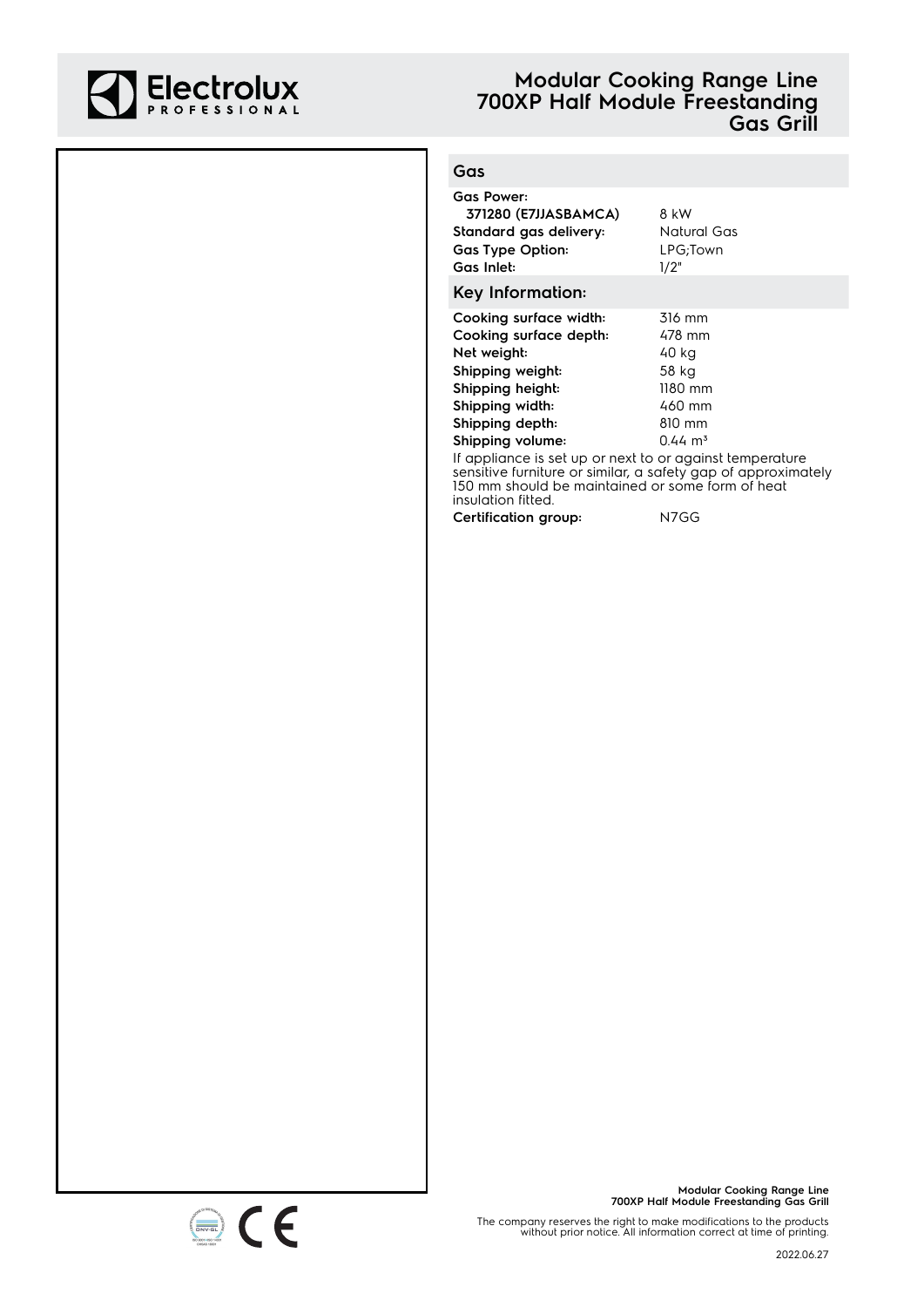## Gas

**Gas Power:**

| | |
|---|---|
| **371280 (E7JJASBAMCA)** | 8 kW |
| **Standard gas delivery:** | Natural Gas |
| **Gas Type Option:** | LPG;Town |
| **Gas Inlet:** | 1/2" |

## Key Information:

| | |
|---|---|
| **Cooking surface width:** | 316 mm |
| **Cooking surface depth:** | 478 mm |
| **Net weight:** | 40 kg |
| **Shipping weight:** | 58 kg |
| **Shipping height:** | 1180 mm |
| **Shipping width:** | 460 mm |
| **Shipping depth:** | 810 mm |
| **Shipping volume:** | 0.44 $m^3$ |

If appliance is set up or next to or against temperature sensitive furniture or similar, a safety gap of approximately 150 mm should be maintained or some form of heat insulation fitted.

**Certification group:** N7GG

The company reserves the right to make modifications to the products without prior notice. All information correct at time of printing.

2022.06.27